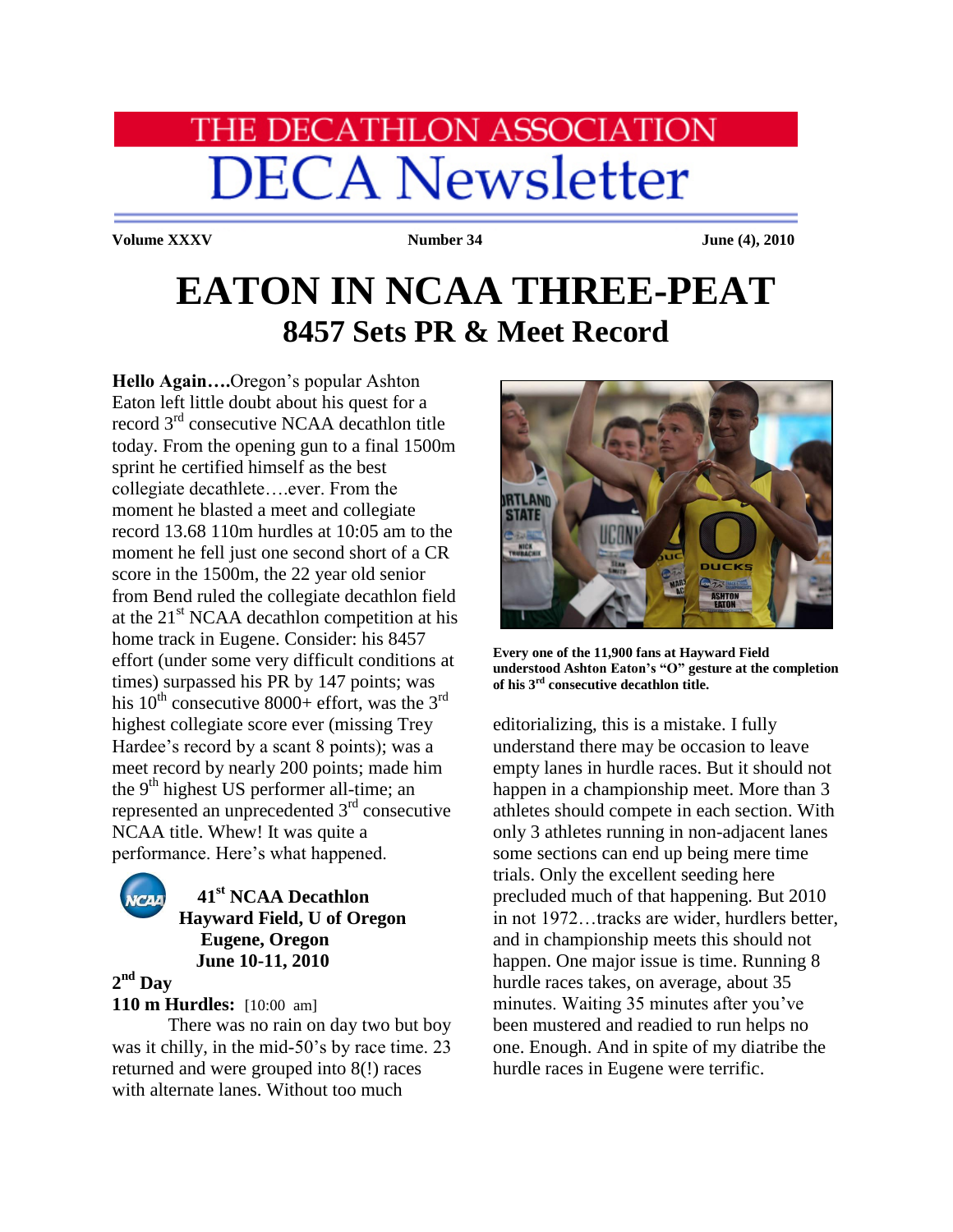# THE DECATHLON ASSOCIATION
# DECA Newsletter

**Volume XXXV** **Number 34** **June (4), 2010**

# EATON IN NCAA THREE-PEAT
## 8457 Sets PR & Meet Record

**Hello Again….**Oregon's popular Ashton Eaton left little doubt about his quest for a record 3rd consecutive NCAA decathlon title today. From the opening gun to a final 1500m sprint he certified himself as the best collegiate decathlete….ever. From the moment he blasted a meet and collegiate record 13.68 110m hurdles at 10:05 am to the moment he fell just one second short of a CR score in the 1500m, the 22 year old senior from Bend ruled the collegiate decathlon field at the 21st NCAA decathlon competition at his home track in Eugene. Consider: his 8457 effort (under some very difficult conditions at times) surpassed his PR by 147 points; was his 10th consecutive 8000+ effort, was the 3rd highest collegiate score ever (missing Trey Hardee's record by a scant 8 points); was a meet record by nearly 200 points; made him the 9th highest US performer all-time; an represented an unprecedented 3rd consecutive NCAA title. Whew! It was quite a performance. Here's what happened.

**41st NCAA Decathlon**
**Hayward Field, U of Oregon**
**Eugene, Oregon**
**June 10-11, 2010**

**2nd Day**

**110 m Hurdles:** [10:00 am]

There was no rain on day two but boy was it chilly, in the mid-50's by race time. 23 returned and were grouped into 8(!) races with alternate lanes. Without too much editorializing, this is a mistake. I fully understand there may be occasion to leave empty lanes in hurdle races. But it should not happen in a championship meet. More than 3 athletes should compete in each section. With only 3 athletes running in non-adjacent lanes some sections can end up being mere time trials. Only the excellent seeding here precluded much of that happening. But 2010 in not 1972…tracks are wider, hurdlers better, and in championship meets this should not happen. One major issue is time. Running 8 hurdle races takes, on average, about 35 minutes. Waiting 35 minutes after you've been mustered and readied to run helps no one. Enough. And in spite of my diatribe the hurdle races in Eugene were terrific.

**Every one of the 11,900 fans at Hayward Field understood Ashton Eaton's "O" gesture at the completion of his 3rd consecutive decathlon title.**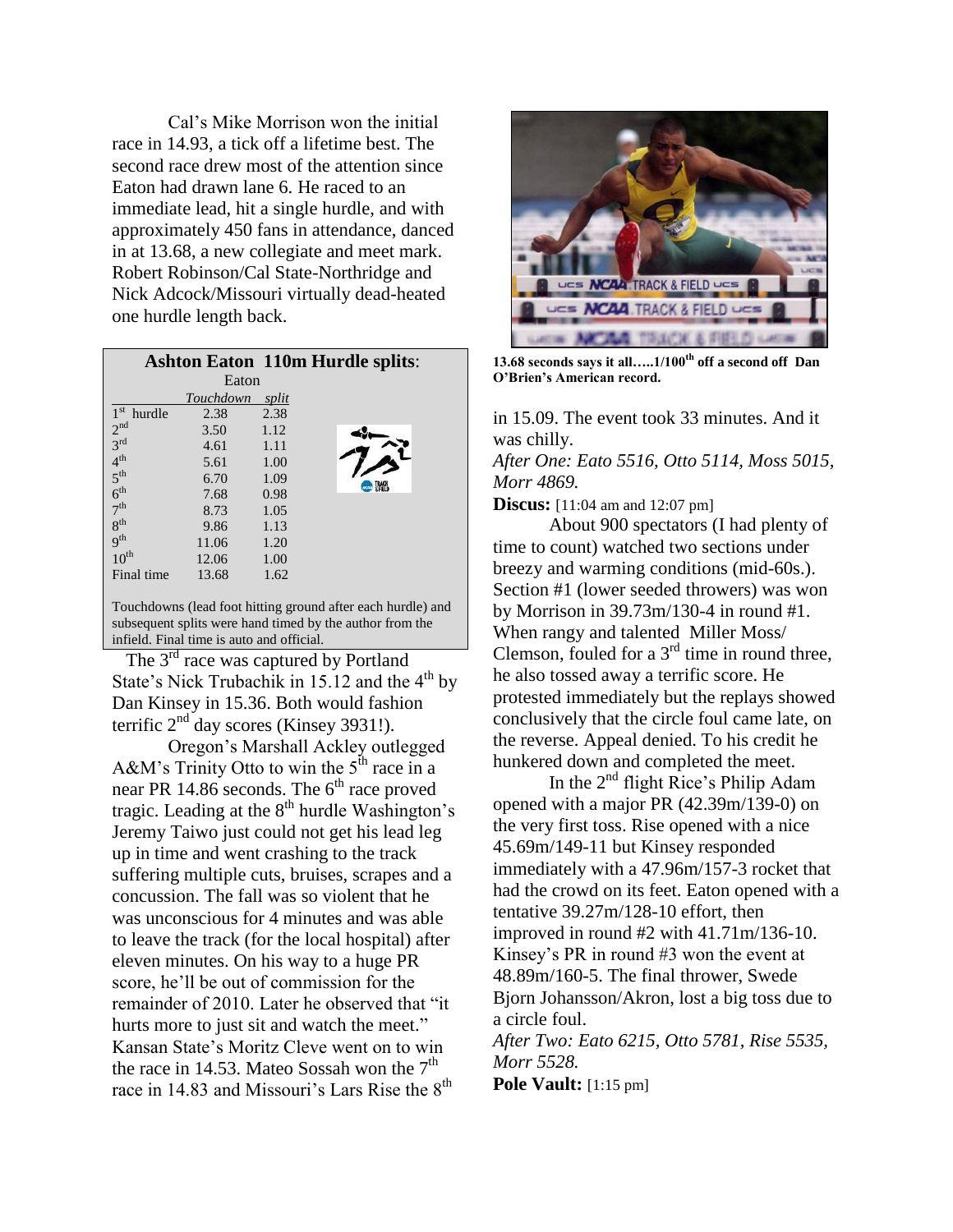Cal's Mike Morrison won the initial race in 14.93, a tick off a lifetime best. The second race drew most of the attention since Eaton had drawn lane 6. He raced to an immediate lead, hit a single hurdle, and with approximately 450 fans in attendance, danced in at 13.68, a new collegiate and meet mark. Robert Robinson/Cal State-Northridge and Nick Adcock/Missouri virtually dead-heated one hurdle length back.

**Ashton Eaton 110m Hurdle splits:**

| Eaton | *Touchdown* | *split* |
|---|---|---|
| 1st hurdle | 2.38 | 2.38 |
| 2nd | 3.50 | 1.12 |
| 3rd | 4.61 | 1.11 |
| 4th | 5.61 | 1.00 |
| 5th | 6.70 | 1.09 |
| 6th | 7.68 | 0.98 |
| 7th | 8.73 | 1.05 |
| 8th | 9.86 | 1.13 |
| 9th | 11.06 | 1.20 |
| 10th | 12.06 | 1.00 |
| Final time | 13.68 | 1.62 |

Touchdowns (lead foot hitting ground after each hurdle) and subsequent splits were hand timed by the author from the infield. Final time is auto and official.

The 3rd race was captured by Portland State's Nick Trubachik in 15.12 and the 4th by Dan Kinsey in 15.36. Both would fashion terrific 2nd day scores (Kinsey 3931!).

Oregon's Marshall Ackley outlegged A&M's Trinity Otto to win the 5th race in a near PR 14.86 seconds. The 6th race proved tragic. Leading at the 8th hurdle Washington's Jeremy Taiwo just could not get his lead leg up in time and went crashing to the track suffering multiple cuts, bruises, scrapes and a concussion. The fall was so violent that he was unconscious for 4 minutes and was able to leave the track (for the local hospital) after eleven minutes. On his way to a huge PR score, he'll be out of commission for the remainder of 2010. Later he observed that "it hurts more to just sit and watch the meet." Kansan State's Moritz Cleve went on to win the race in 14.53. Mateo Sossah won the 7th race in 14.83 and Missouri's Lars Rise the 8th in 15.09. The event took 33 minutes. And it was chilly.

*After One: Eato 5516, Otto 5114, Moss 5015, Morr 4869.*

**Discus:** [11:04 am and 12:07 pm]

About 900 spectators (I had plenty of time to count) watched two sections under breezy and warming conditions (mid-60s.). Section #1 (lower seeded throwers) was won by Morrison in 39.73m/130-4 in round #1. When rangy and talented Miller Moss/ Clemson, fouled for a 3rd time in round three, he also tossed away a terrific score. He protested immediately but the replays showed conclusively that the circle foul came late, on the reverse. Appeal denied. To his credit he hunkered down and completed the meet.

In the 2nd flight Rice's Philip Adam opened with a major PR (42.39m/139-0) on the very first toss. Rise opened with a nice 45.69m/149-11 but Kinsey responded immediately with a 47.96m/157-3 rocket that had the crowd on its feet. Eaton opened with a tentative 39.27m/128-10 effort, then improved in round #2 with 41.71m/136-10. Kinsey's PR in round #3 won the event at 48.89m/160-5. The final thrower, Swede Bjorn Johansson/Akron, lost a big toss due to a circle foul.

*After Two: Eato 6215, Otto 5781, Rise 5535, Morr 5528.*

**Pole Vault:** [1:15 pm]

**13.68 seconds says it all…..1/100th off a second off Dan O'Brien's American record.**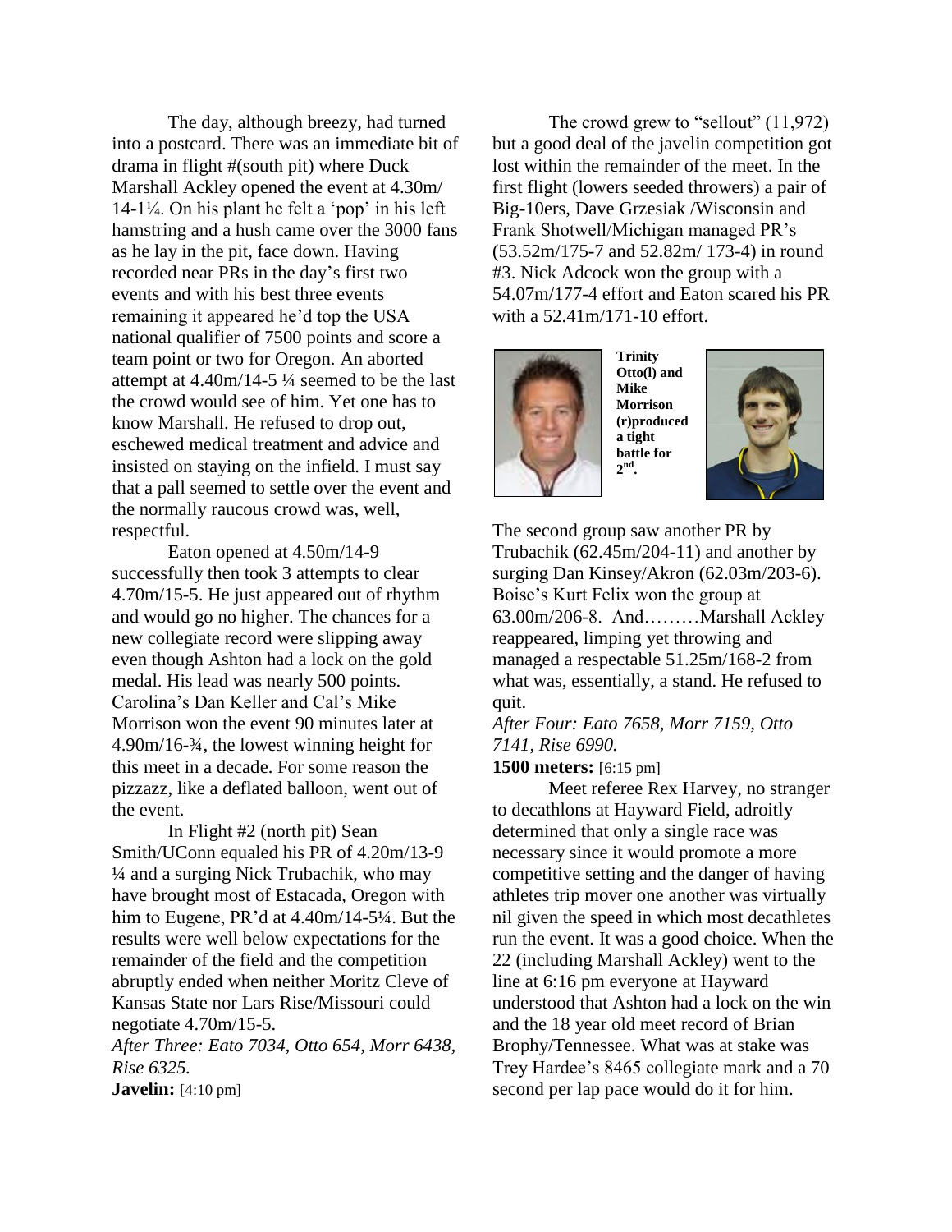The day, although breezy, had turned into a postcard. There was an immediate bit of drama in flight #(south pit) where Duck Marshall Ackley opened the event at 4.30m/ 14-1¼. On his plant he felt a 'pop' in his left hamstring and a hush came over the 3000 fans as he lay in the pit, face down. Having recorded near PRs in the day's first two events and with his best three events remaining it appeared he'd top the USA national qualifier of 7500 points and score a team point or two for Oregon. An aborted attempt at 4.40m/14-5 ¼ seemed to be the last the crowd would see of him. Yet one has to know Marshall. He refused to drop out, eschewed medical treatment and advice and insisted on staying on the infield. I must say that a pall seemed to settle over the event and the normally raucous crowd was, well, respectful.

Eaton opened at 4.50m/14-9 successfully then took 3 attempts to clear 4.70m/15-5. He just appeared out of rhythm and would go no higher. The chances for a new collegiate record were slipping away even though Ashton had a lock on the gold medal. His lead was nearly 500 points. Carolina's Dan Keller and Cal's Mike Morrison won the event 90 minutes later at 4.90m/16-¾, the lowest winning height for this meet in a decade. For some reason the pizzazz, like a deflated balloon, went out of the event.

In Flight #2 (north pit) Sean Smith/UConn equaled his PR of 4.20m/13-9 ¼ and a surging Nick Trubachik, who may have brought most of Estacada, Oregon with him to Eugene, PR'd at 4.40m/14-5¼. But the results were well below expectations for the remainder of the field and the competition abruptly ended when neither Moritz Cleve of Kansas State nor Lars Rise/Missouri could negotiate 4.70m/15-5.

*After Three: Eato 7034, Otto 654, Morr 6438, Rise 6325.*

**Javelin:** [4:10 pm]

The crowd grew to "sellout" (11,972) but a good deal of the javelin competition got lost within the remainder of the meet. In the first flight (lowers seeded throwers) a pair of Big-10ers, Dave Grzesiak /Wisconsin and Frank Shotwell/Michigan managed PR's (53.52m/175-7 and 52.82m/ 173-4) in round #3. Nick Adcock won the group with a 54.07m/177-4 effort and Eaton scared his PR with a 52.41m/171-10 effort.

**Trinity Otto(l) and Mike Morrison (r)produced a tight battle for 2nd.**

The second group saw another PR by Trubachik (62.45m/204-11) and another by surging Dan Kinsey/Akron (62.03m/203-6). Boise's Kurt Felix won the group at 63.00m/206-8. And………Marshall Ackley reappeared, limping yet throwing and managed a respectable 51.25m/168-2 from what was, essentially, a stand. He refused to quit.

*After Four: Eato 7658, Morr 7159, Otto 7141, Rise 6990.*

**1500 meters:** [6:15 pm]

Meet referee Rex Harvey, no stranger to decathlons at Hayward Field, adroitly determined that only a single race was necessary since it would promote a more competitive setting and the danger of having athletes trip mover one another was virtually nil given the speed in which most decathletes run the event. It was a good choice. When the 22 (including Marshall Ackley) went to the line at 6:16 pm everyone at Hayward understood that Ashton had a lock on the win and the 18 year old meet record of Brian Brophy/Tennessee. What was at stake was Trey Hardee's 8465 collegiate mark and a 70 second per lap pace would do it for him.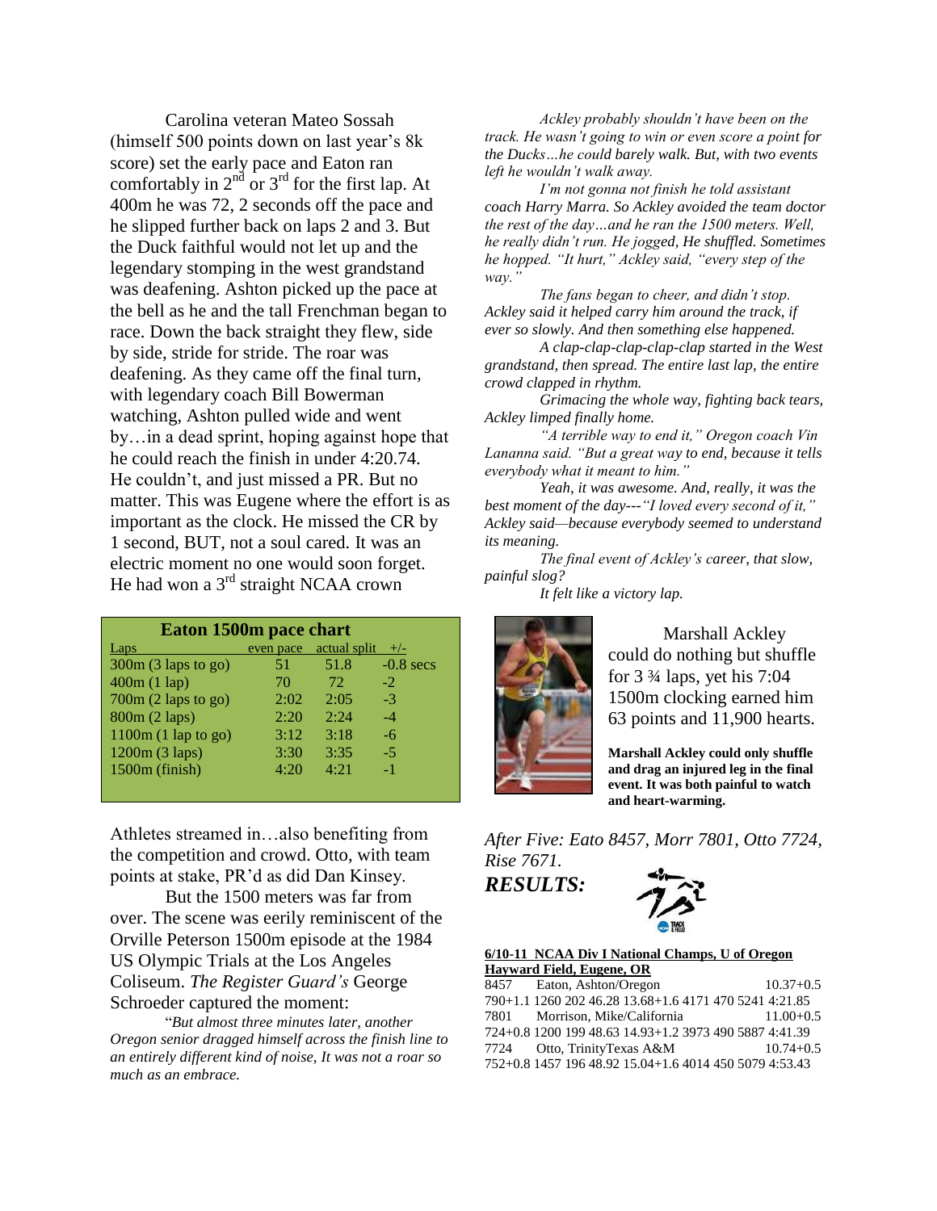Carolina veteran Mateo Sossah (himself 500 points down on last year's 8k score) set the early pace and Eaton ran comfortably in 2nd or 3rd for the first lap. At 400m he was 72, 2 seconds off the pace and he slipped further back on laps 2 and 3. But the Duck faithful would not let up and the legendary stomping in the west grandstand was deafening. Ashton picked up the pace at the bell as he and the tall Frenchman began to race. Down the back straight they flew, side by side, stride for stride. The roar was deafening. As they came off the final turn, with legendary coach Bill Bowerman watching, Ashton pulled wide and went by…in a dead sprint, hoping against hope that he could reach the finish in under 4:20.74. He couldn't, and just missed a PR. But no matter. This was Eugene where the effort is as important as the clock. He missed the CR by 1 second, BUT, not a soul cared. It was an electric moment no one would soon forget. He had won a 3rd straight NCAA crown

**Eaton 1500m pace chart**

| Laps | even pace | actual split | +/- |
|---|---|---|---|
| 300m (3 laps to go) | 51 | 51.8 | -0.8 secs |
| 400m (1 lap) | 70 | 72 | -2 |
| 700m (2 laps to go) | 2:02 | 2:05 | -3 |
| 800m (2 laps) | 2:20 | 2:24 | -4 |
| 1100m (1 lap to go) | 3:12 | 3:18 | -6 |
| 1200m (3 laps) | 3:30 | 3:35 | -5 |
| 1500m (finish) | 4:20 | 4:21 | -1 |

Athletes streamed in…also benefiting from the competition and crowd. Otto, with team points at stake, PR'd as did Dan Kinsey.

But the 1500 meters was far from over. The scene was eerily reminiscent of the Orville Peterson 1500m episode at the 1984 US Olympic Trials at the Los Angeles Coliseum. *The Register Guard's* George Schroeder captured the moment:

"*But almost three minutes later, another Oregon senior dragged himself across the finish line to an entirely different kind of noise, It was not a roar so much as an embrace.*

*Ackley probably shouldn't have been on the track. He wasn't going to win or even score a point for the Ducks…he could barely walk. But, with two events left he wouldn't walk away.*

*I'm not gonna not finish he told assistant coach Harry Marra. So Ackley avoided the team doctor the rest of the day…and he ran the 1500 meters. Well, he really didn't run. He jogged, He shuffled. Sometimes he hopped. "It hurt," Ackley said, "every step of the way."*

*The fans began to cheer, and didn't stop. Ackley said it helped carry him around the track, if ever so slowly. And then something else happened.*

*A clap-clap-clap-clap-clap started in the West grandstand, then spread. The entire last lap, the entire crowd clapped in rhythm.*

*Grimacing the whole way, fighting back tears, Ackley limped finally home.*

*"A terrible way to end it," Oregon coach Vin Lananna said. "But a great way to end, because it tells everybody what it meant to him."*

*Yeah, it was awesome. And, really, it was the best moment of the day---"I loved every second of it," Ackley said—because everybody seemed to understand its meaning.*

*The final event of Ackley's career, that slow, painful slog?*

*It felt like a victory lap.*

Marshall Ackley could do nothing but shuffle for 3 ¾ laps, yet his 7:04 1500m clocking earned him 63 points and 11,900 hearts.

**Marshall Ackley could only shuffle and drag an injured leg in the final event. It was both painful to watch and heart-warming.**

*After Five: Eato 8457, Morr 7801, Otto 7724, Rise 7671.*

***RESULTS:***

**6/10-11 NCAA Div I National Champs, U of Oregon Hayward Field, Eugene, OR**

8457 Eaton, Ashton/Oregon 10.37+0.5
790+1.1 1260 202 46.28 13.68+1.6 4171 470 5241 4:21.85
7801 Morrison, Mike/California 11.00+0.5
724+0.8 1200 199 48.63 14.93+1.2 3973 490 5887 4:41.39
7724 Otto, TrinityTexas A&M 10.74+0.5
752+0.8 1457 196 48.92 15.04+1.6 4014 450 5079 4:53.43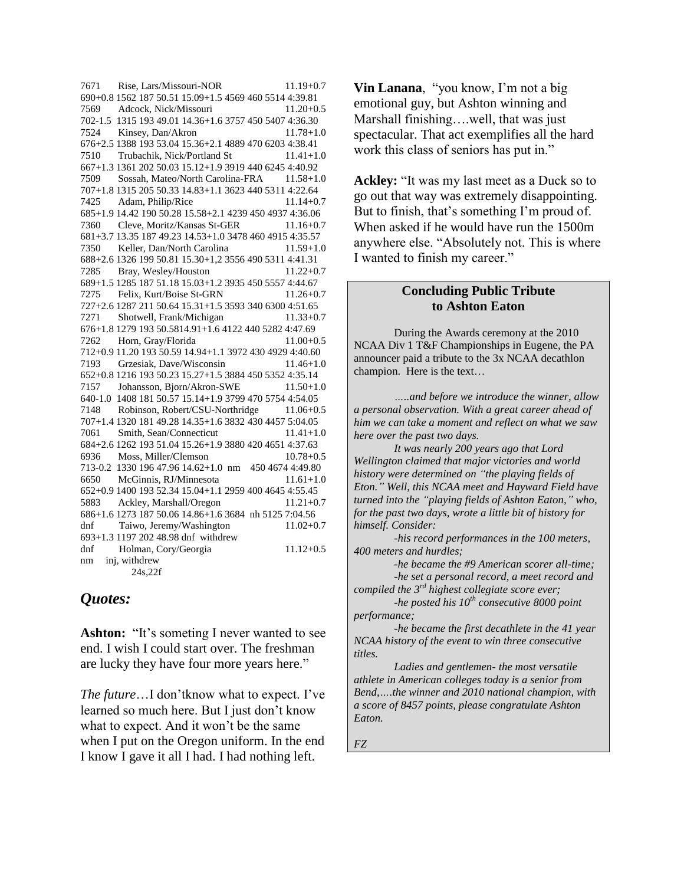7671 Rise, Lars/Missouri-NOR 11.19+0.7
690+0.8 1562 187 50.51 15.09+1.5 4569 460 5514 4:39.81
7569 Adcock, Nick/Missouri 11.20+0.5
702-1.5 1315 193 49.01 14.36+1.6 3757 450 5407 4:36.30
7524 Kinsey, Dan/Akron 11.78+1.0
676+2.5 1388 193 53.04 15.36+2.1 4889 470 6203 4:38.41
7510 Trubachik, Nick/Portland St 11.41+1.0
667+1.3 1361 202 50.03 15.12+1.9 3919 440 6245 4:40.92
7509 Sossah, Mateo/North Carolina-FRA 11.58+1.0
707+1.8 1315 205 50.33 14.83+1.1 3623 440 5311 4:22.64
7425 Adam, Philip/Rice 11.14+0.7
685+1.9 14.42 190 50.28 15.58+2.1 4239 450 4937 4:36.06
7360 Cleve, Moritz/Kansas St-GER 11.16+0.7
681+3.7 13.35 187 49.23 14.53+1.0 3478 460 4915 4:35.57
7350 Keller, Dan/North Carolina 11.59+1.0
688+2.6 1326 199 50.81 15.30+1,2 3556 490 5311 4:41.31
7285 Bray, Wesley/Houston 11.22+0.7
689+1.5 1285 187 51.18 15.03+1.2 3935 450 5557 4:44.67
7275 Felix, Kurt/Boise St-GRN 11.26+0.7
727+2.6 1287 211 50.64 15.31+1.5 3593 340 6300 4:51.65
7271 Shotwell, Frank/Michigan 11.33+0.7
676+1.8 1279 193 50.5814.91+1.6 4122 440 5282 4:47.69
7262 Horn, Gray/Florida 11.00+0.5
712+0.9 11.20 193 50.59 14.94+1.1 3972 430 4929 4:40.60
7193 Grzesiak, Dave/Wisconsin 11.46+1.0
652+0.8 1216 193 50.23 15.27+1.5 3884 450 5352 4:35.14
7157 Johansson, Bjorn/Akron-SWE 11.50+1.0
640-1.0 1408 181 50.57 15.14+1.9 3799 470 5754 4:54.05
7148 Robinson, Robert/CSU-Northridge 11.06+0.5
707+1.4 1320 181 49.28 14.35+1.6 3832 430 4457 5:04.05
7061 Smith, Sean/Connecticut 11.41+1.0
684+2.6 1262 193 51.04 15.26+1.9 3880 420 4651 4:37.63
6936 Moss, Miller/Clemson 10.78+0.5
713-0.2 1330 196 47.96 14.62+1.0 nm 450 4674 4:49.80
6650 McGinnis, RJ/Minnesota 11.61+1.0
652+0.9 1400 193 52.34 15.04+1.1 2959 400 4645 4:55.45
5883 Ackley, Marshall/Oregon 11.21+0.7
686+1.6 1273 187 50.06 14.86+1.6 3684 nh 5125 7:04.56
dnf Taiwo, Jeremy/Washington 11.02+0.7
693+1.3 1197 202 48.98 dnf withdrew
dnf Holman, Cory/Georgia 11.12+0.5
nm inj, withdrew
24s,22f

## *Quotes:*

**Ashton:** "It's someting I never wanted to see end. I wish I could start over. The freshman are lucky they have four more years here."

*The future*…I don'tknow what to expect. I've learned so much here. But I just don't know what to expect. And it won't be the same when I put on the Oregon uniform. In the end I know I gave it all I had. I had nothing left.

**Vin Lanana**, "you know, I'm not a big emotional guy, but Ashton winning and Marshall finishing….well, that was just spectacular. That act exemplifies all the hard work this class of seniors has put in."

**Ackley:** "It was my last meet as a Duck so to go out that way was extremely disappointing. But to finish, that's something I'm proud of. When asked if he would have run the 1500m anywhere else. "Absolutely not. This is where I wanted to finish my career."

### Concluding Public Tribute to Ashton Eaton

During the Awards ceremony at the 2010 NCAA Div 1 T&F Championships in Eugene, the PA announcer paid a tribute to the 3x NCAA decathlon champion. Here is the text…

*…..and before we introduce the winner, allow a personal observation. With a great career ahead of him we can take a moment and reflect on what we saw here over the past two days.*

*It was nearly 200 years ago that Lord Wellington claimed that major victories and world history were determined on "the playing fields of Eton." Well, this NCAA meet and Hayward Field have turned into the "playing fields of Ashton Eaton," who, for the past two days, wrote a little bit of history for himself. Consider:*

*-his record performances in the 100 meters, 400 meters and hurdles;*

*-he became the #9 American scorer all-time;*

*-he set a personal record, a meet record and compiled the 3rd highest collegiate score ever;*

*-he posted his 10th consecutive 8000 point performance;*

*-he became the first decathlete in the 41 year NCAA history of the event to win three consecutive titles.*

*Ladies and gentlemen- the most versatile athlete in American colleges today is a senior from Bend,….the winner and 2010 national champion, with a score of 8457 points, please congratulate Ashton Eaton.*

*FZ*